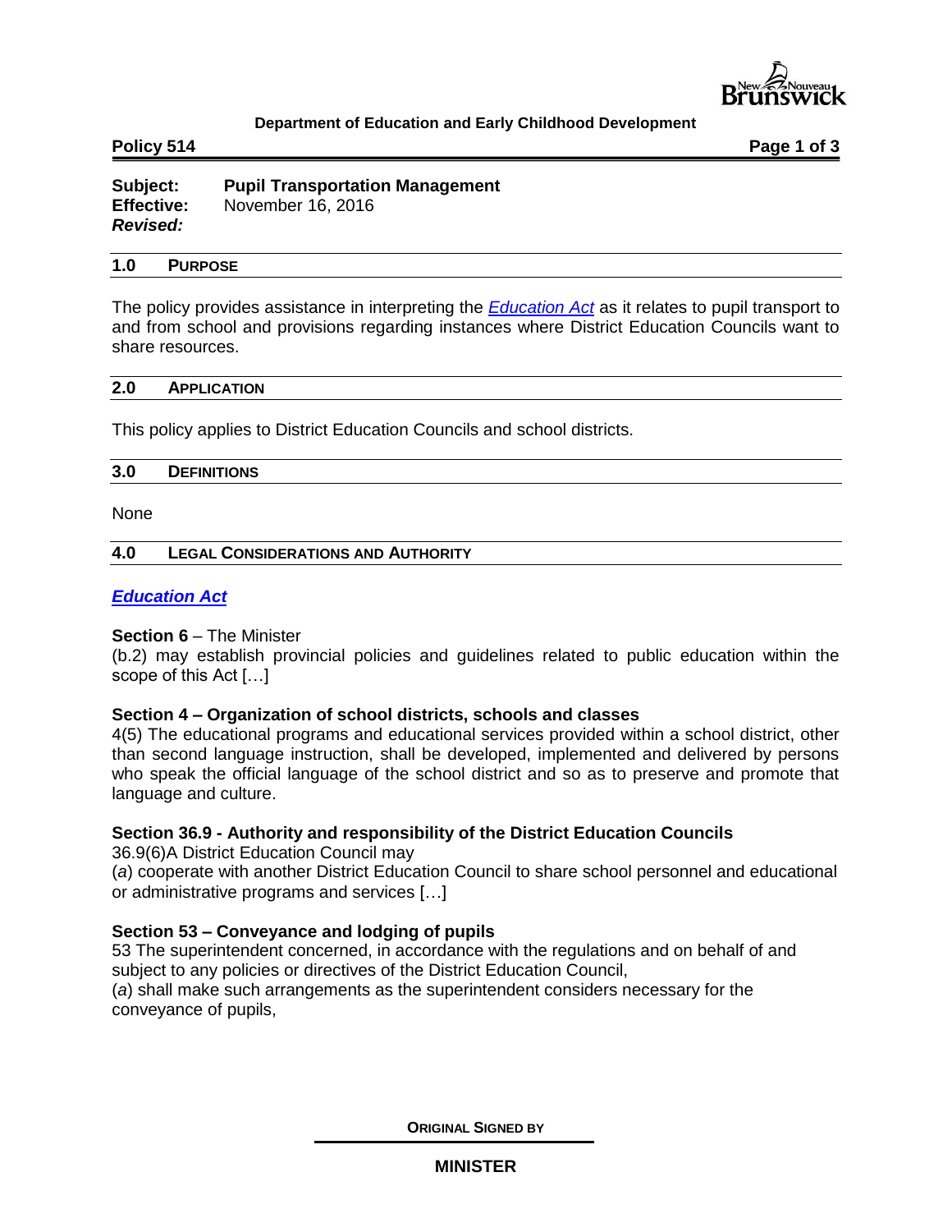**Department of Education and Early Childhood Development**

**Policy 514**

**Subject:** **Pupil Transportation Management**
**Effective:** November 16, 2016
***Revised:***

## 1.0 PURPOSE

The policy provides assistance in interpreting the *Education Act* as it relates to pupil transport to and from school and provisions regarding instances where District Education Councils want to share resources.

## 2.0 APPLICATION

This policy applies to District Education Councils and school districts.

## 3.0 DEFINITIONS

None

## 4.0 LEGAL CONSIDERATIONS AND AUTHORITY

***Education Act***

**Section 6** – The Minister
(b.2) may establish provincial policies and guidelines related to public education within the scope of this Act […]

**Section 4 – Organization of school districts, schools and classes**
4(5) The educational programs and educational services provided within a school district, other than second language instruction, shall be developed, implemented and delivered by persons who speak the official language of the school district and so as to preserve and promote that language and culture.

**Section 36.9 - Authority and responsibility of the District Education Councils**
36.9(6)A District Education Council may
(*a*) cooperate with another District Education Council to share school personnel and educational or administrative programs and services […]

**Section 53 – Conveyance and lodging of pupils**
53 The superintendent concerned, in accordance with the regulations and on behalf of and subject to any policies or directives of the District Education Council,
(*a*) shall make such arrangements as the superintendent considers necessary for the conveyance of pupils,

**ORIGINAL SIGNED BY**

**MINISTER**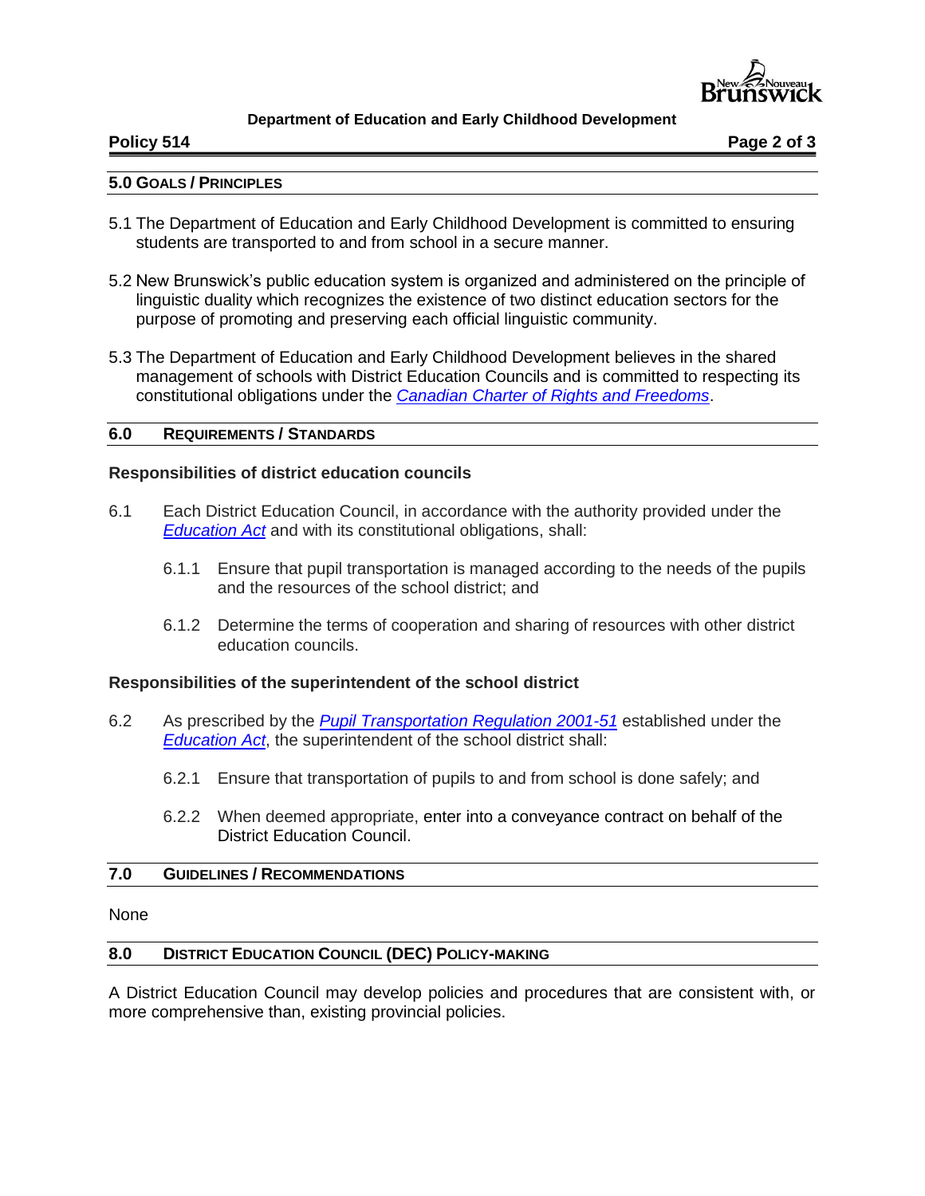## 5.0 GOALS / PRINCIPLES

5.1 The Department of Education and Early Childhood Development is committed to ensuring students are transported to and from school in a secure manner.

5.2 New Brunswick's public education system is organized and administered on the principle of linguistic duality which recognizes the existence of two distinct education sectors for the purpose of promoting and preserving each official linguistic community.

5.3 The Department of Education and Early Childhood Development believes in the shared management of schools with District Education Councils and is committed to respecting its constitutional obligations under the *Canadian Charter of Rights and Freedoms*.

## 6.0 REQUIREMENTS / STANDARDS

### Responsibilities of district education councils

6.1 Each District Education Council, in accordance with the authority provided under the *Education Act* and with its constitutional obligations, shall:

- 6.1.1 Ensure that pupil transportation is managed according to the needs of the pupils and the resources of the school district; and
- 6.1.2 Determine the terms of cooperation and sharing of resources with other district education councils.

### Responsibilities of the superintendent of the school district

6.2 As prescribed by the *Pupil Transportation Regulation 2001-51* established under the *Education Act*, the superintendent of the school district shall:

- 6.2.1 Ensure that transportation of pupils to and from school is done safely; and
- 6.2.2 When deemed appropriate, enter into a conveyance contract on behalf of the District Education Council.

## 7.0 GUIDELINES / RECOMMENDATIONS

None

## 8.0 DISTRICT EDUCATION COUNCIL (DEC) POLICY-MAKING

A District Education Council may develop policies and procedures that are consistent with, or more comprehensive than, existing provincial policies.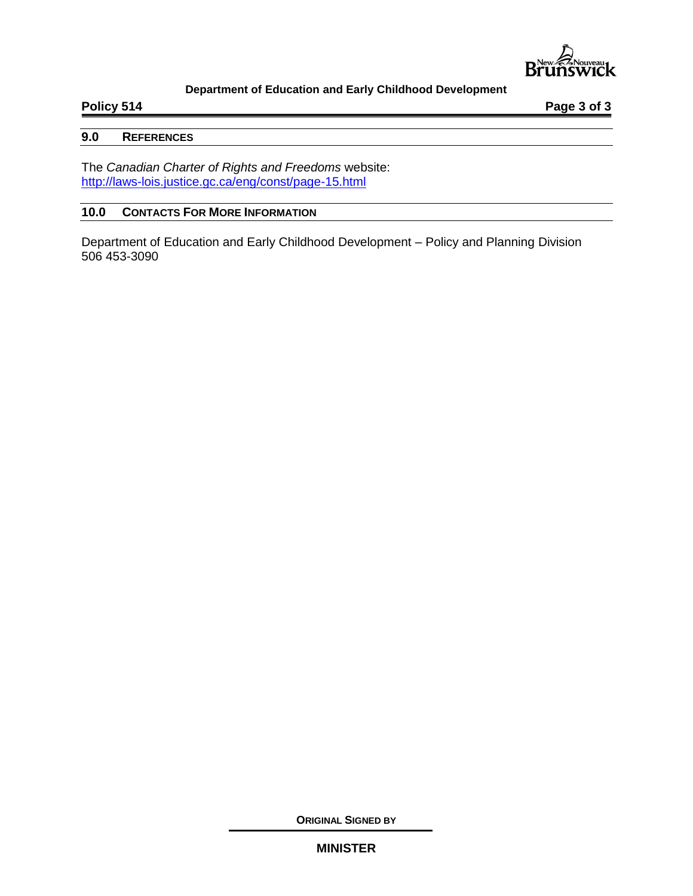## 9.0 REFERENCES

The *Canadian Charter of Rights and Freedoms* website:
[http://laws-lois.justice.gc.ca/eng/const/page-15.html](http://laws-lois.justice.gc.ca/eng/const/page-15.html)

## 10.0 CONTACTS FOR MORE INFORMATION

Department of Education and Early Childhood Development – Policy and Planning Division
506 453-3090

**ORIGINAL SIGNED BY**

**MINISTER**